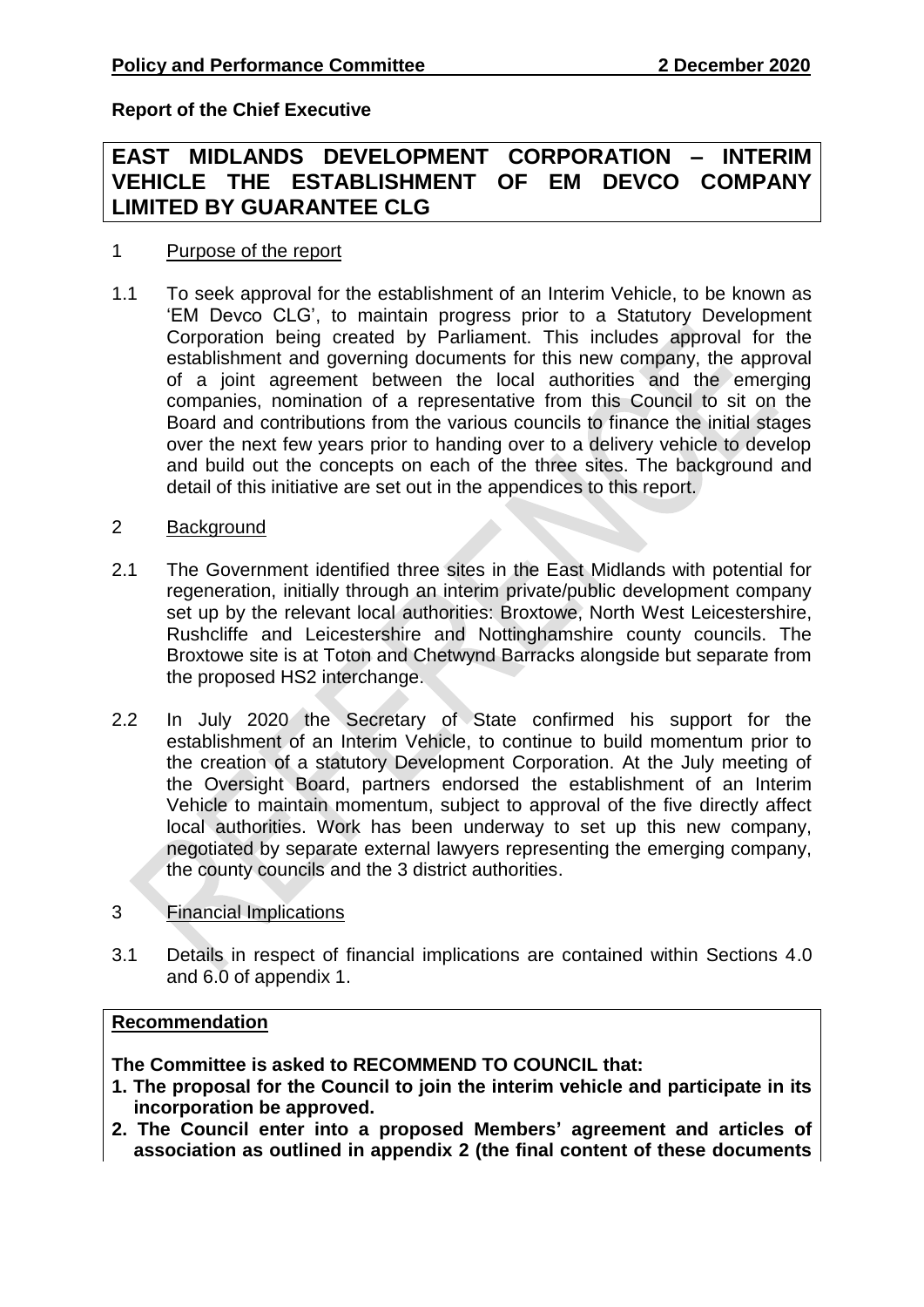**Report of the Chief Executive**

# EAST MIDLANDS DEVELOPMENT CORPORATION – INTERIM VEHICLE THE ESTABLISHMENT OF EM DEVCO COMPANY LIMITED BY GUARANTEE CLG

## 1 Purpose of the report

1.1 To seek approval for the establishment of an Interim Vehicle, to be known as 'EM Devco CLG', to maintain progress prior to a Statutory Development Corporation being created by Parliament. This includes approval for the establishment and governing documents for this new company, the approval of a joint agreement between the local authorities and the emerging companies, nomination of a representative from this Council to sit on the Board and contributions from the various councils to finance the initial stages over the next few years prior to handing over to a delivery vehicle to develop and build out the concepts on each of the three sites. The background and detail of this initiative are set out in the appendices to this report.

## 2 Background

2.1 The Government identified three sites in the East Midlands with potential for regeneration, initially through an interim private/public development company set up by the relevant local authorities: Broxtowe, North West Leicestershire, Rushcliffe and Leicestershire and Nottinghamshire county councils. The Broxtowe site is at Toton and Chetwynd Barracks alongside but separate from the proposed HS2 interchange.

2.2 In July 2020 the Secretary of State confirmed his support for the establishment of an Interim Vehicle, to continue to build momentum prior to the creation of a statutory Development Corporation. At the July meeting of the Oversight Board, partners endorsed the establishment of an Interim Vehicle to maintain momentum, subject to approval of the five directly affect local authorities. Work has been underway to set up this new company, negotiated by separate external lawyers representing the emerging company, the county councils and the 3 district authorities.

## 3 Financial Implications

3.1 Details in respect of financial implications are contained within Sections 4.0 and 6.0 of appendix 1.

**Recommendation**

**The Committee is asked to RECOMMEND TO COUNCIL that:**

1. **The proposal for the Council to join the interim vehicle and participate in its incorporation be approved.**
2. **The Council enter into a proposed Members' agreement and articles of association as outlined in appendix 2 (the final content of these documents**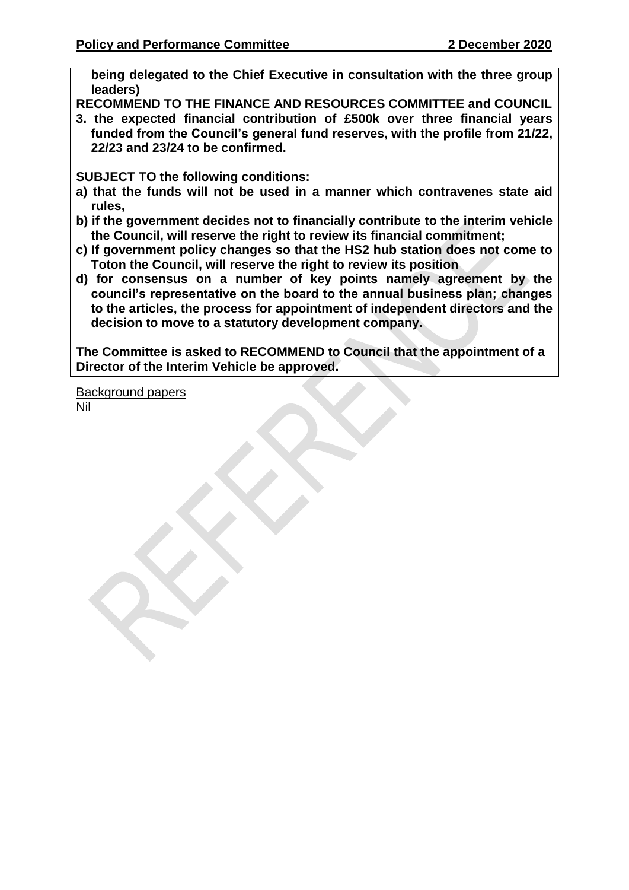**being delegated to the Chief Executive in consultation with the three group leaders)**

**RECOMMEND TO THE FINANCE AND RESOURCES COMMITTEE and COUNCIL**

**3. the expected financial contribution of £500k over three financial years funded from the Council's general fund reserves, with the profile from 21/22, 22/23 and 23/24 to be confirmed.**

**SUBJECT TO the following conditions:**

**a) that the funds will not be used in a manner which contravenes state aid rules,**

**b) if the government decides not to financially contribute to the interim vehicle the Council, will reserve the right to review its financial commitment;**

**c) If government policy changes so that the HS2 hub station does not come to Toton the Council, will reserve the right to review its position**

**d) for consensus on a number of key points namely agreement by the council's representative on the board to the annual business plan; changes to the articles, the process for appointment of independent directors and the decision to move to a statutory development company.**

**The Committee is asked to RECOMMEND to Council that the appointment of a Director of the Interim Vehicle be approved.**

Background papers
Nil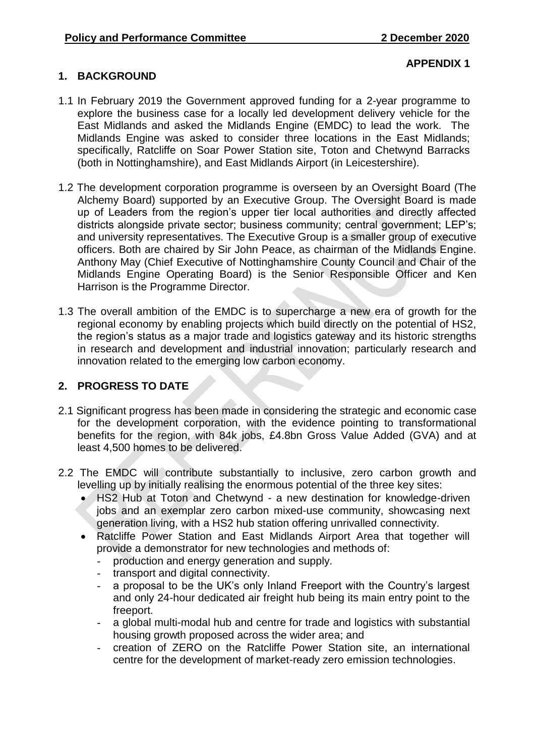**APPENDIX 1**

## 1. BACKGROUND

1.1 In February 2019 the Government approved funding for a 2-year programme to explore the business case for a locally led development delivery vehicle for the East Midlands and asked the Midlands Engine (EMDC) to lead the work. The Midlands Engine was asked to consider three locations in the East Midlands; specifically, Ratcliffe on Soar Power Station site, Toton and Chetwynd Barracks (both in Nottinghamshire), and East Midlands Airport (in Leicestershire).

1.2 The development corporation programme is overseen by an Oversight Board (The Alchemy Board) supported by an Executive Group. The Oversight Board is made up of Leaders from the region's upper tier local authorities and directly affected districts alongside private sector; business community; central government; LEP's; and university representatives. The Executive Group is a smaller group of executive officers. Both are chaired by Sir John Peace, as chairman of the Midlands Engine. Anthony May (Chief Executive of Nottinghamshire County Council and Chair of the Midlands Engine Operating Board) is the Senior Responsible Officer and Ken Harrison is the Programme Director.

1.3 The overall ambition of the EMDC is to supercharge a new era of growth for the regional economy by enabling projects which build directly on the potential of HS2, the region's status as a major trade and logistics gateway and its historic strengths in research and development and industrial innovation; particularly research and innovation related to the emerging low carbon economy.

## 2. PROGRESS TO DATE

2.1 Significant progress has been made in considering the strategic and economic case for the development corporation, with the evidence pointing to transformational benefits for the region, with 84k jobs, £4.8bn Gross Value Added (GVA) and at least 4,500 homes to be delivered.

2.2 The EMDC will contribute substantially to inclusive, zero carbon growth and levelling up by initially realising the enormous potential of the three key sites:

- HS2 Hub at Toton and Chetwynd - a new destination for knowledge-driven jobs and an exemplar zero carbon mixed-use community, showcasing next generation living, with a HS2 hub station offering unrivalled connectivity.
- Ratcliffe Power Station and East Midlands Airport Area that together will provide a demonstrator for new technologies and methods of:
  - production and energy generation and supply.
  - transport and digital connectivity.
  - a proposal to be the UK's only Inland Freeport with the Country's largest and only 24-hour dedicated air freight hub being its main entry point to the freeport.
  - a global multi-modal hub and centre for trade and logistics with substantial housing growth proposed across the wider area; and
  - creation of ZERO on the Ratcliffe Power Station site, an international centre for the development of market-ready zero emission technologies.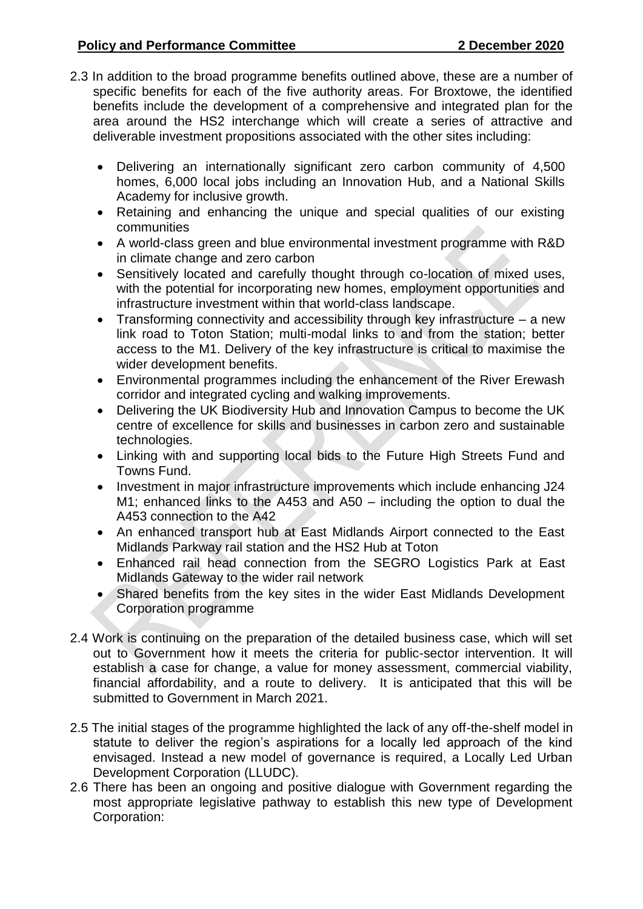2.3 In addition to the broad programme benefits outlined above, these are a number of specific benefits for each of the five authority areas. For Broxtowe, the identified benefits include the development of a comprehensive and integrated plan for the area around the HS2 interchange which will create a series of attractive and deliverable investment propositions associated with the other sites including:

- Delivering an internationally significant zero carbon community of 4,500 homes, 6,000 local jobs including an Innovation Hub, and a National Skills Academy for inclusive growth.
- Retaining and enhancing the unique and special qualities of our existing communities
- A world-class green and blue environmental investment programme with R&D in climate change and zero carbon
- Sensitively located and carefully thought through co-location of mixed uses, with the potential for incorporating new homes, employment opportunities and infrastructure investment within that world-class landscape.
- Transforming connectivity and accessibility through key infrastructure – a new link road to Toton Station; multi-modal links to and from the station; better access to the M1. Delivery of the key infrastructure is critical to maximise the wider development benefits.
- Environmental programmes including the enhancement of the River Erewash corridor and integrated cycling and walking improvements.
- Delivering the UK Biodiversity Hub and Innovation Campus to become the UK centre of excellence for skills and businesses in carbon zero and sustainable technologies.
- Linking with and supporting local bids to the Future High Streets Fund and Towns Fund.
- Investment in major infrastructure improvements which include enhancing J24 M1; enhanced links to the A453 and A50 – including the option to dual the A453 connection to the A42
- An enhanced transport hub at East Midlands Airport connected to the East Midlands Parkway rail station and the HS2 Hub at Toton
- Enhanced rail head connection from the SEGRO Logistics Park at East Midlands Gateway to the wider rail network
- Shared benefits from the key sites in the wider East Midlands Development Corporation programme

2.4 Work is continuing on the preparation of the detailed business case, which will set out to Government how it meets the criteria for public-sector intervention. It will establish a case for change, a value for money assessment, commercial viability, financial affordability, and a route to delivery. It is anticipated that this will be submitted to Government in March 2021.

2.5 The initial stages of the programme highlighted the lack of any off-the-shelf model in statute to deliver the region's aspirations for a locally led approach of the kind envisaged. Instead a new model of governance is required, a Locally Led Urban Development Corporation (LLUDC).

2.6 There has been an ongoing and positive dialogue with Government regarding the most appropriate legislative pathway to establish this new type of Development Corporation: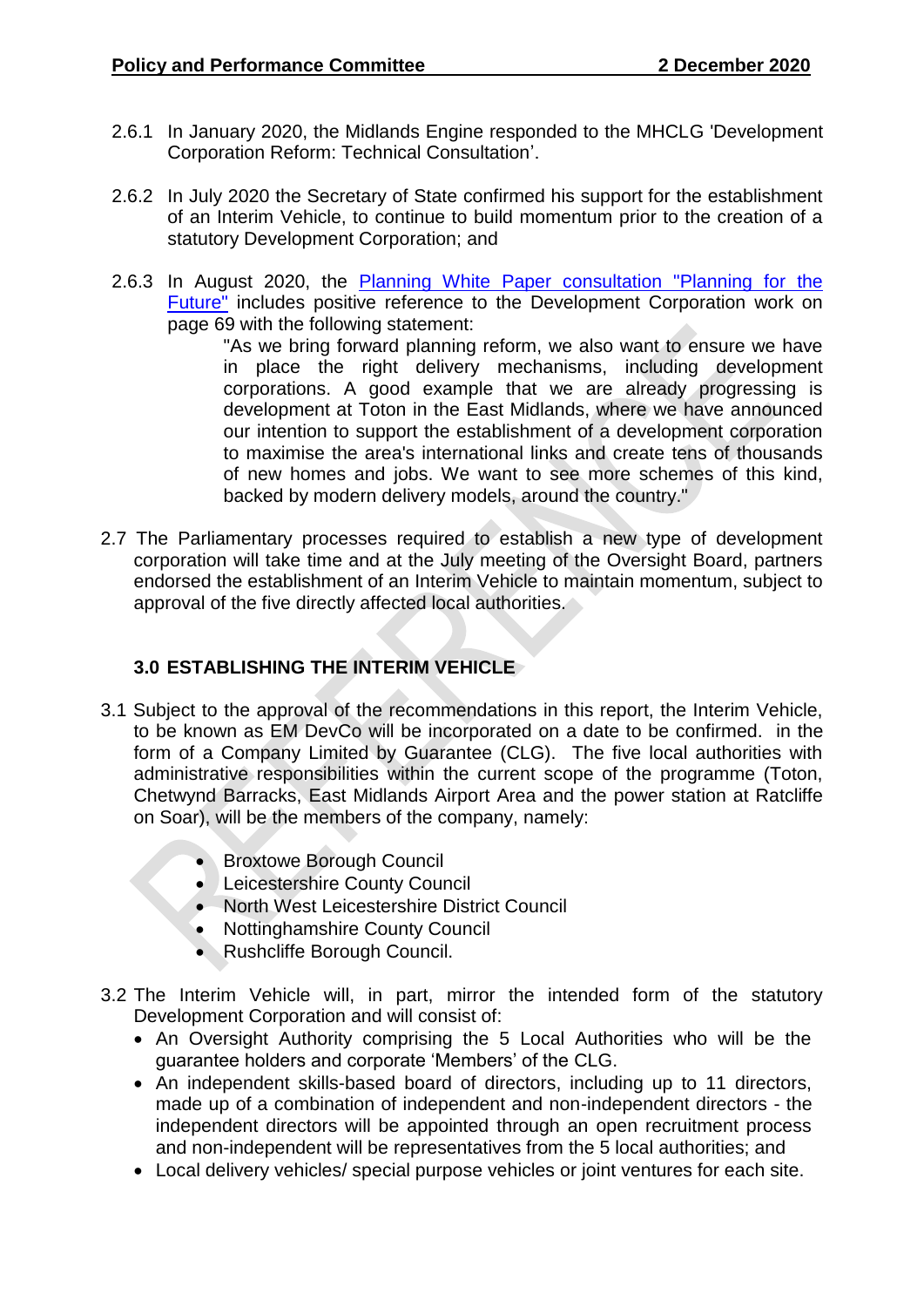2.6.1 In January 2020, the Midlands Engine responded to the MHCLG 'Development Corporation Reform: Technical Consultation'.

2.6.2 In July 2020 the Secretary of State confirmed his support for the establishment of an Interim Vehicle, to continue to build momentum prior to the creation of a statutory Development Corporation; and

2.6.3 In August 2020, the [Planning White Paper consultation "Planning for the Future"](#) includes positive reference to the Development Corporation work on page 69 with the following statement:

> "As we bring forward planning reform, we also want to ensure we have in place the right delivery mechanisms, including development corporations. A good example that we are already progressing is development at Toton in the East Midlands, where we have announced our intention to support the establishment of a development corporation to maximise the area's international links and create tens of thousands of new homes and jobs. We want to see more schemes of this kind, backed by modern delivery models, around the country."

2.7 The Parliamentary processes required to establish a new type of development corporation will take time and at the July meeting of the Oversight Board, partners endorsed the establishment of an Interim Vehicle to maintain momentum, subject to approval of the five directly affected local authorities.

## 3.0 ESTABLISHING THE INTERIM VEHICLE

3.1 Subject to the approval of the recommendations in this report, the Interim Vehicle, to be known as EM DevCo will be incorporated on a date to be confirmed. in the form of a Company Limited by Guarantee (CLG). The five local authorities with administrative responsibilities within the current scope of the programme (Toton, Chetwynd Barracks, East Midlands Airport Area and the power station at Ratcliffe on Soar), will be the members of the company, namely:

- Broxtowe Borough Council
- Leicestershire County Council
- North West Leicestershire District Council
- Nottinghamshire County Council
- Rushcliffe Borough Council.

3.2 The Interim Vehicle will, in part, mirror the intended form of the statutory Development Corporation and will consist of:

- An Oversight Authority comprising the 5 Local Authorities who will be the guarantee holders and corporate 'Members' of the CLG.
- An independent skills-based board of directors, including up to 11 directors, made up of a combination of independent and non-independent directors - the independent directors will be appointed through an open recruitment process and non-independent will be representatives from the 5 local authorities; and
- Local delivery vehicles/ special purpose vehicles or joint ventures for each site.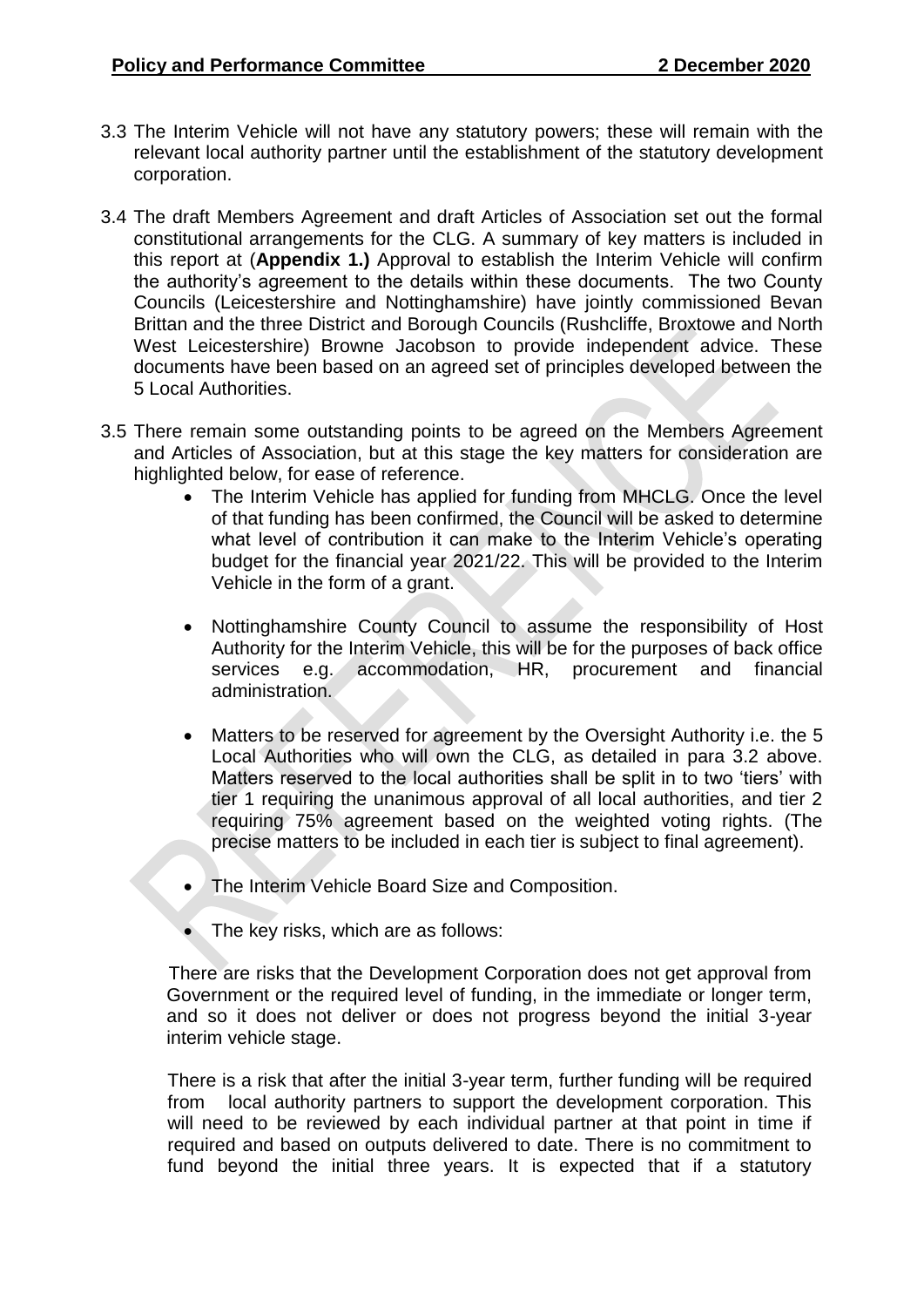3.3 The Interim Vehicle will not have any statutory powers; these will remain with the relevant local authority partner until the establishment of the statutory development corporation.

3.4 The draft Members Agreement and draft Articles of Association set out the formal constitutional arrangements for the CLG. A summary of key matters is included in this report at (**Appendix 1.)** Approval to establish the Interim Vehicle will confirm the authority's agreement to the details within these documents. The two County Councils (Leicestershire and Nottinghamshire) have jointly commissioned Bevan Brittan and the three District and Borough Councils (Rushcliffe, Broxtowe and North West Leicestershire) Browne Jacobson to provide independent advice. These documents have been based on an agreed set of principles developed between the 5 Local Authorities.

3.5 There remain some outstanding points to be agreed on the Members Agreement and Articles of Association, but at this stage the key matters for consideration are highlighted below, for ease of reference.

- The Interim Vehicle has applied for funding from MHCLG. Once the level of that funding has been confirmed, the Council will be asked to determine what level of contribution it can make to the Interim Vehicle's operating budget for the financial year 2021/22. This will be provided to the Interim Vehicle in the form of a grant.

- Nottinghamshire County Council to assume the responsibility of Host Authority for the Interim Vehicle, this will be for the purposes of back office services e.g. accommodation, HR, procurement and financial administration.

- Matters to be reserved for agreement by the Oversight Authority i.e. the 5 Local Authorities who will own the CLG, as detailed in para 3.2 above. Matters reserved to the local authorities shall be split in to two 'tiers' with tier 1 requiring the unanimous approval of all local authorities, and tier 2 requiring 75% agreement based on the weighted voting rights. (The precise matters to be included in each tier is subject to final agreement).

- The Interim Vehicle Board Size and Composition.

- The key risks, which are as follows:

There are risks that the Development Corporation does not get approval from Government or the required level of funding, in the immediate or longer term, and so it does not deliver or does not progress beyond the initial 3-year interim vehicle stage.

There is a risk that after the initial 3-year term, further funding will be required from local authority partners to support the development corporation. This will need to be reviewed by each individual partner at that point in time if required and based on outputs delivered to date. There is no commitment to fund beyond the initial three years. It is expected that if a statutory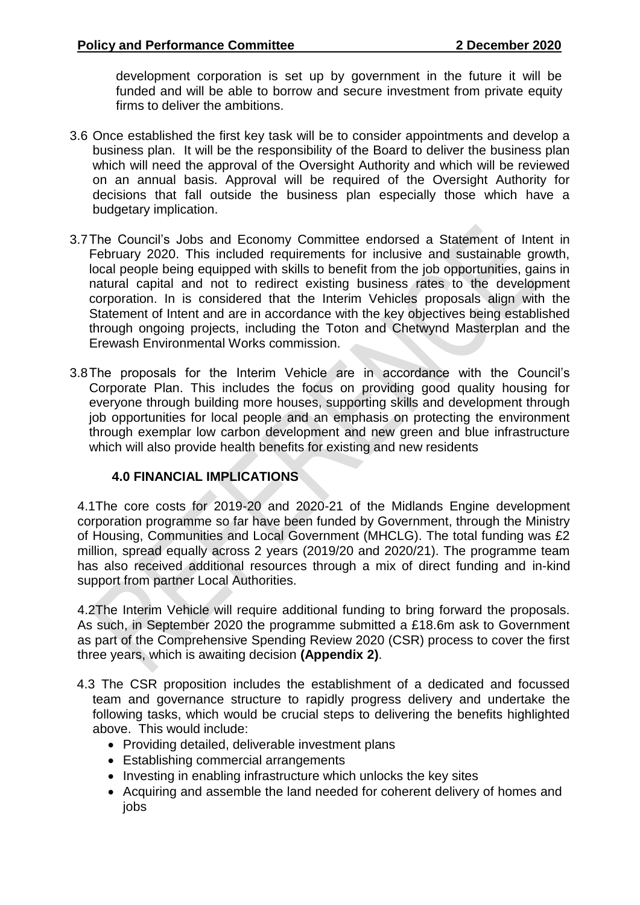development corporation is set up by government in the future it will be funded and will be able to borrow and secure investment from private equity firms to deliver the ambitions.

3.6 Once established the first key task will be to consider appointments and develop a business plan. It will be the responsibility of the Board to deliver the business plan which will need the approval of the Oversight Authority and which will be reviewed on an annual basis. Approval will be required of the Oversight Authority for decisions that fall outside the business plan especially those which have a budgetary implication.

3.7 The Council's Jobs and Economy Committee endorsed a Statement of Intent in February 2020. This included requirements for inclusive and sustainable growth, local people being equipped with skills to benefit from the job opportunities, gains in natural capital and not to redirect existing business rates to the development corporation. In is considered that the Interim Vehicles proposals align with the Statement of Intent and are in accordance with the key objectives being established through ongoing projects, including the Toton and Chetwynd Masterplan and the Erewash Environmental Works commission.

3.8 The proposals for the Interim Vehicle are in accordance with the Council's Corporate Plan. This includes the focus on providing good quality housing for everyone through building more houses, supporting skills and development through job opportunities for local people and an emphasis on protecting the environment through exemplar low carbon development and new green and blue infrastructure which will also provide health benefits for existing and new residents

## 4.0 FINANCIAL IMPLICATIONS

4.1 The core costs for 2019-20 and 2020-21 of the Midlands Engine development corporation programme so far have been funded by Government, through the Ministry of Housing, Communities and Local Government (MHCLG). The total funding was £2 million, spread equally across 2 years (2019/20 and 2020/21). The programme team has also received additional resources through a mix of direct funding and in-kind support from partner Local Authorities.

4.2 The Interim Vehicle will require additional funding to bring forward the proposals. As such, in September 2020 the programme submitted a £18.6m ask to Government as part of the Comprehensive Spending Review 2020 (CSR) process to cover the first three years, which is awaiting decision **(Appendix 2)**.

4.3 The CSR proposition includes the establishment of a dedicated and focussed team and governance structure to rapidly progress delivery and undertake the following tasks, which would be crucial steps to delivering the benefits highlighted above. This would include:

- Providing detailed, deliverable investment plans
- Establishing commercial arrangements
- Investing in enabling infrastructure which unlocks the key sites
- Acquiring and assemble the land needed for coherent delivery of homes and jobs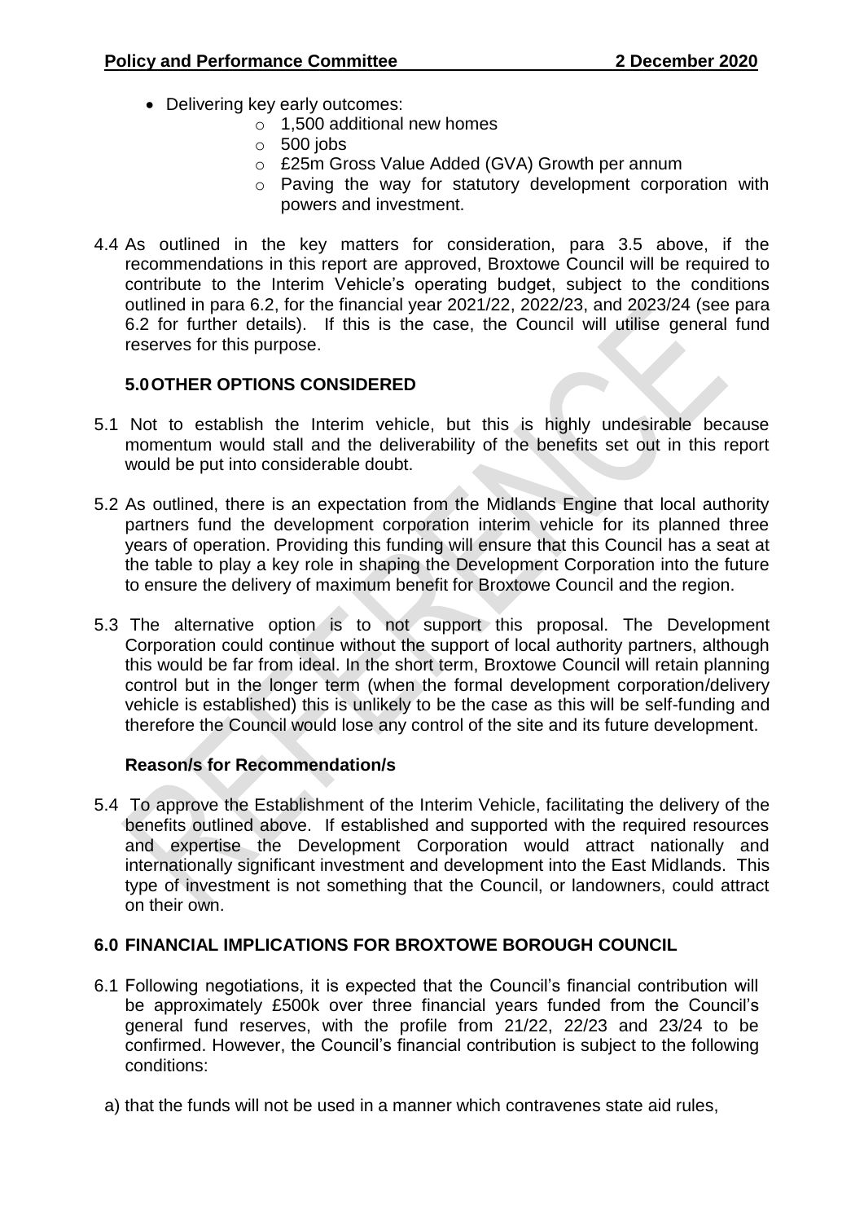- Delivering key early outcomes:
  - 1,500 additional new homes
  - 500 jobs
  - £25m Gross Value Added (GVA) Growth per annum
  - Paving the way for statutory development corporation with powers and investment.

4.4 As outlined in the key matters for consideration, para 3.5 above, if the recommendations in this report are approved, Broxtowe Council will be required to contribute to the Interim Vehicle's operating budget, subject to the conditions outlined in para 6.2, for the financial year 2021/22, 2022/23, and 2023/24 (see para 6.2 for further details). If this is the case, the Council will utilise general fund reserves for this purpose.

## 5.0 OTHER OPTIONS CONSIDERED

5.1 Not to establish the Interim vehicle, but this is highly undesirable because momentum would stall and the deliverability of the benefits set out in this report would be put into considerable doubt.

5.2 As outlined, there is an expectation from the Midlands Engine that local authority partners fund the development corporation interim vehicle for its planned three years of operation. Providing this funding will ensure that this Council has a seat at the table to play a key role in shaping the Development Corporation into the future to ensure the delivery of maximum benefit for Broxtowe Council and the region.

5.3 The alternative option is to not support this proposal. The Development Corporation could continue without the support of local authority partners, although this would be far from ideal. In the short term, Broxtowe Council will retain planning control but in the longer term (when the formal development corporation/delivery vehicle is established) this is unlikely to be the case as this will be self-funding and therefore the Council would lose any control of the site and its future development.

### Reason/s for Recommendation/s

5.4 To approve the Establishment of the Interim Vehicle, facilitating the delivery of the benefits outlined above. If established and supported with the required resources and expertise the Development Corporation would attract nationally and internationally significant investment and development into the East Midlands. This type of investment is not something that the Council, or landowners, could attract on their own.

## 6.0 FINANCIAL IMPLICATIONS FOR BROXTOWE BOROUGH COUNCIL

6.1 Following negotiations, it is expected that the Council's financial contribution will be approximately £500k over three financial years funded from the Council's general fund reserves, with the profile from 21/22, 22/23 and 23/24 to be confirmed. However, the Council's financial contribution is subject to the following conditions:

a) that the funds will not be used in a manner which contravenes state aid rules,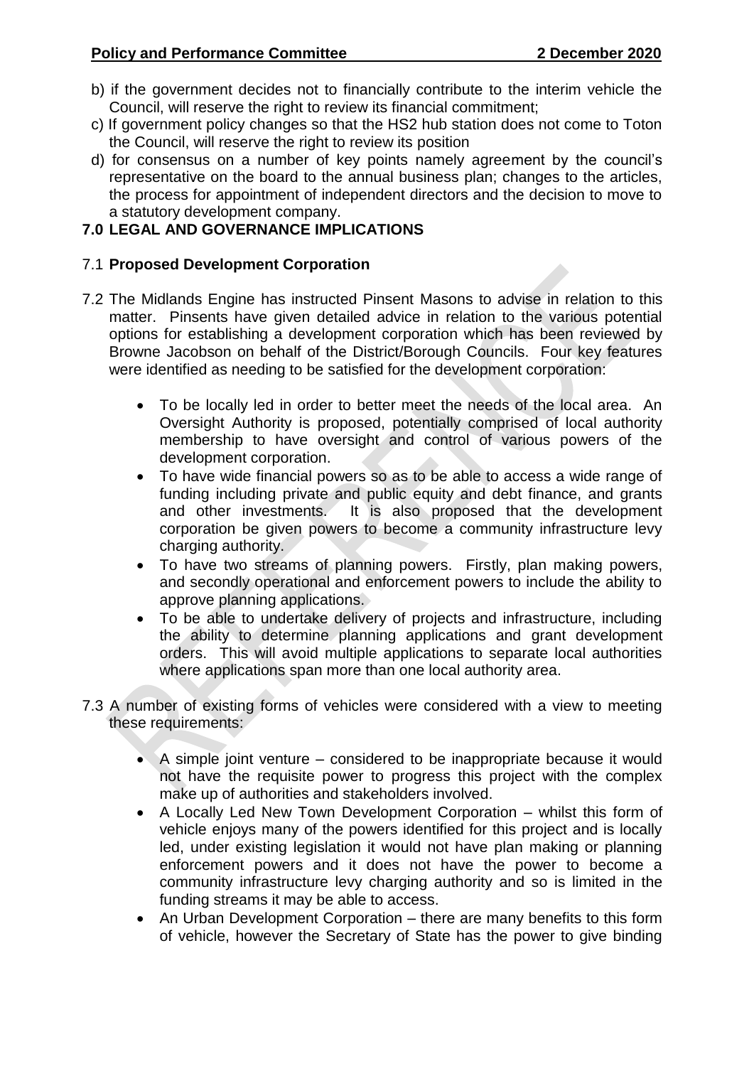b) if the government decides not to financially contribute to the interim vehicle the Council, will reserve the right to review its financial commitment;

c) If government policy changes so that the HS2 hub station does not come to Toton the Council, will reserve the right to review its position

d) for consensus on a number of key points namely agreement by the council's representative on the board to the annual business plan; changes to the articles, the process for appointment of independent directors and the decision to move to a statutory development company.

## 7.0 LEGAL AND GOVERNANCE IMPLICATIONS

7.1 **Proposed Development Corporation**

7.2 The Midlands Engine has instructed Pinsent Masons to advise in relation to this matter. Pinsents have given detailed advice in relation to the various potential options for establishing a development corporation which has been reviewed by Browne Jacobson on behalf of the District/Borough Councils. Four key features were identified as needing to be satisfied for the development corporation:

- To be locally led in order to better meet the needs of the local area. An Oversight Authority is proposed, potentially comprised of local authority membership to have oversight and control of various powers of the development corporation.
- To have wide financial powers so as to be able to access a wide range of funding including private and public equity and debt finance, and grants and other investments. It is also proposed that the development corporation be given powers to become a community infrastructure levy charging authority.
- To have two streams of planning powers. Firstly, plan making powers, and secondly operational and enforcement powers to include the ability to approve planning applications.
- To be able to undertake delivery of projects and infrastructure, including the ability to determine planning applications and grant development orders. This will avoid multiple applications to separate local authorities where applications span more than one local authority area.

7.3 A number of existing forms of vehicles were considered with a view to meeting these requirements:

- A simple joint venture – considered to be inappropriate because it would not have the requisite power to progress this project with the complex make up of authorities and stakeholders involved.
- A Locally Led New Town Development Corporation – whilst this form of vehicle enjoys many of the powers identified for this project and is locally led, under existing legislation it would not have plan making or planning enforcement powers and it does not have the power to become a community infrastructure levy charging authority and so is limited in the funding streams it may be able to access.
- An Urban Development Corporation – there are many benefits to this form of vehicle, however the Secretary of State has the power to give binding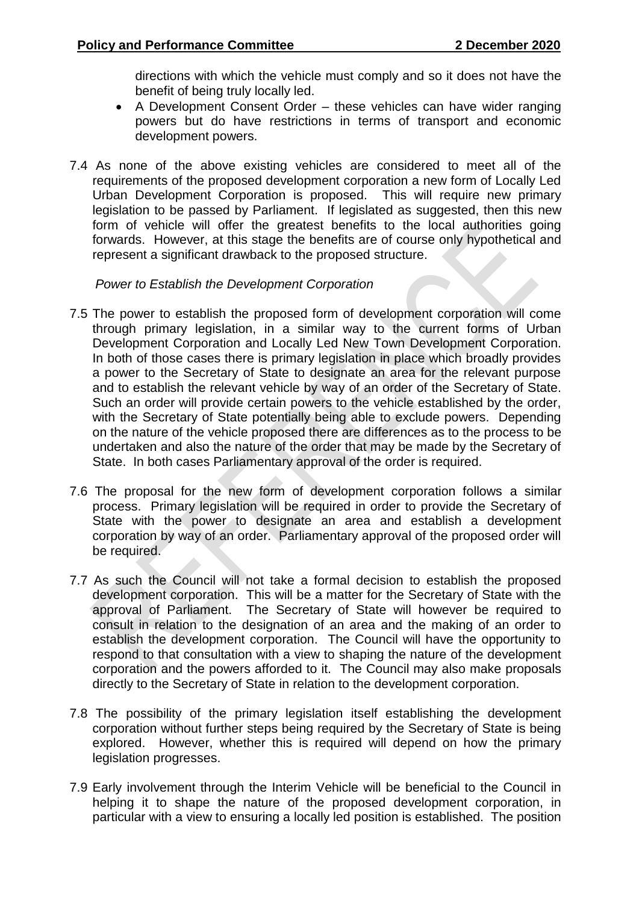directions with which the vehicle must comply and so it does not have the benefit of being truly locally led.

- A Development Consent Order – these vehicles can have wider ranging powers but do have restrictions in terms of transport and economic development powers.

7.4 As none of the above existing vehicles are considered to meet all of the requirements of the proposed development corporation a new form of Locally Led Urban Development Corporation is proposed. This will require new primary legislation to be passed by Parliament. If legislated as suggested, then this new form of vehicle will offer the greatest benefits to the local authorities going forwards. However, at this stage the benefits are of course only hypothetical and represent a significant drawback to the proposed structure.

*Power to Establish the Development Corporation*

7.5 The power to establish the proposed form of development corporation will come through primary legislation, in a similar way to the current forms of Urban Development Corporation and Locally Led New Town Development Corporation. In both of those cases there is primary legislation in place which broadly provides a power to the Secretary of State to designate an area for the relevant purpose and to establish the relevant vehicle by way of an order of the Secretary of State. Such an order will provide certain powers to the vehicle established by the order, with the Secretary of State potentially being able to exclude powers. Depending on the nature of the vehicle proposed there are differences as to the process to be undertaken and also the nature of the order that may be made by the Secretary of State. In both cases Parliamentary approval of the order is required.

7.6 The proposal for the new form of development corporation follows a similar process. Primary legislation will be required in order to provide the Secretary of State with the power to designate an area and establish a development corporation by way of an order. Parliamentary approval of the proposed order will be required.

7.7 As such the Council will not take a formal decision to establish the proposed development corporation. This will be a matter for the Secretary of State with the approval of Parliament. The Secretary of State will however be required to consult in relation to the designation of an area and the making of an order to establish the development corporation. The Council will have the opportunity to respond to that consultation with a view to shaping the nature of the development corporation and the powers afforded to it. The Council may also make proposals directly to the Secretary of State in relation to the development corporation.

7.8 The possibility of the primary legislation itself establishing the development corporation without further steps being required by the Secretary of State is being explored. However, whether this is required will depend on how the primary legislation progresses.

7.9 Early involvement through the Interim Vehicle will be beneficial to the Council in helping it to shape the nature of the proposed development corporation, in particular with a view to ensuring a locally led position is established. The position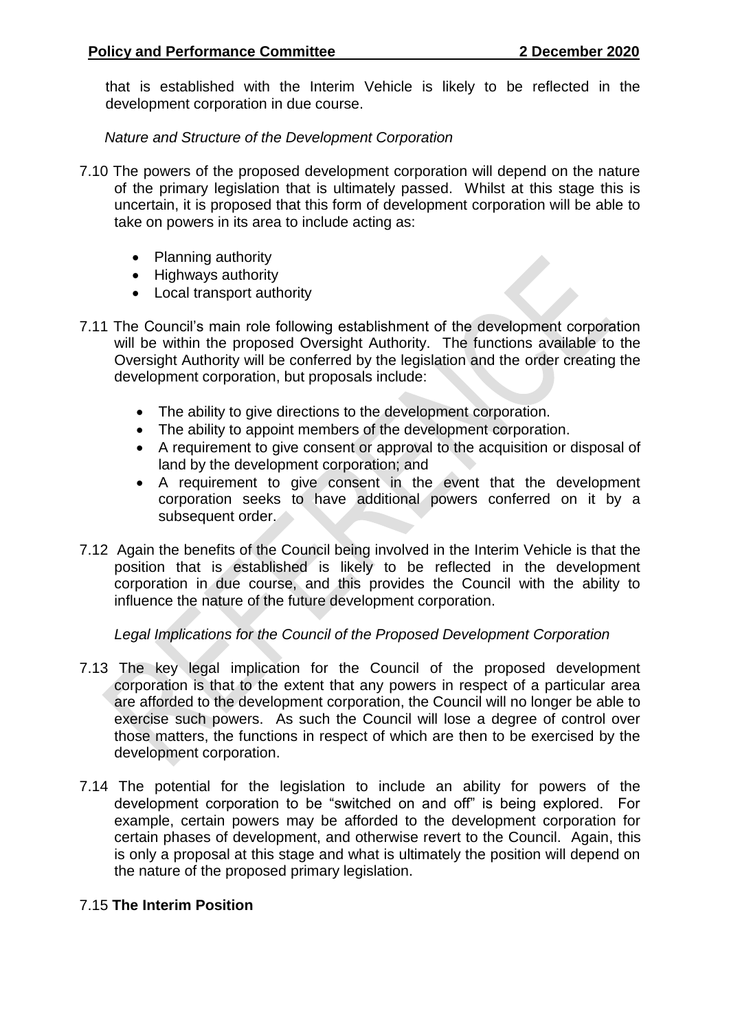that is established with the Interim Vehicle is likely to be reflected in the development corporation in due course.

*Nature and Structure of the Development Corporation*

7.10 The powers of the proposed development corporation will depend on the nature of the primary legislation that is ultimately passed. Whilst at this stage this is uncertain, it is proposed that this form of development corporation will be able to take on powers in its area to include acting as:

- Planning authority
- Highways authority
- Local transport authority

7.11 The Council's main role following establishment of the development corporation will be within the proposed Oversight Authority. The functions available to the Oversight Authority will be conferred by the legislation and the order creating the development corporation, but proposals include:

- The ability to give directions to the development corporation.
- The ability to appoint members of the development corporation.
- A requirement to give consent or approval to the acquisition or disposal of land by the development corporation; and
- A requirement to give consent in the event that the development corporation seeks to have additional powers conferred on it by a subsequent order.

7.12 Again the benefits of the Council being involved in the Interim Vehicle is that the position that is established is likely to be reflected in the development corporation in due course, and this provides the Council with the ability to influence the nature of the future development corporation.

*Legal Implications for the Council of the Proposed Development Corporation*

7.13 The key legal implication for the Council of the proposed development corporation is that to the extent that any powers in respect of a particular area are afforded to the development corporation, the Council will no longer be able to exercise such powers. As such the Council will lose a degree of control over those matters, the functions in respect of which are then to be exercised by the development corporation.

7.14 The potential for the legislation to include an ability for powers of the development corporation to be "switched on and off" is being explored. For example, certain powers may be afforded to the development corporation for certain phases of development, and otherwise revert to the Council. Again, this is only a proposal at this stage and what is ultimately the position will depend on the nature of the proposed primary legislation.

7.15 **The Interim Position**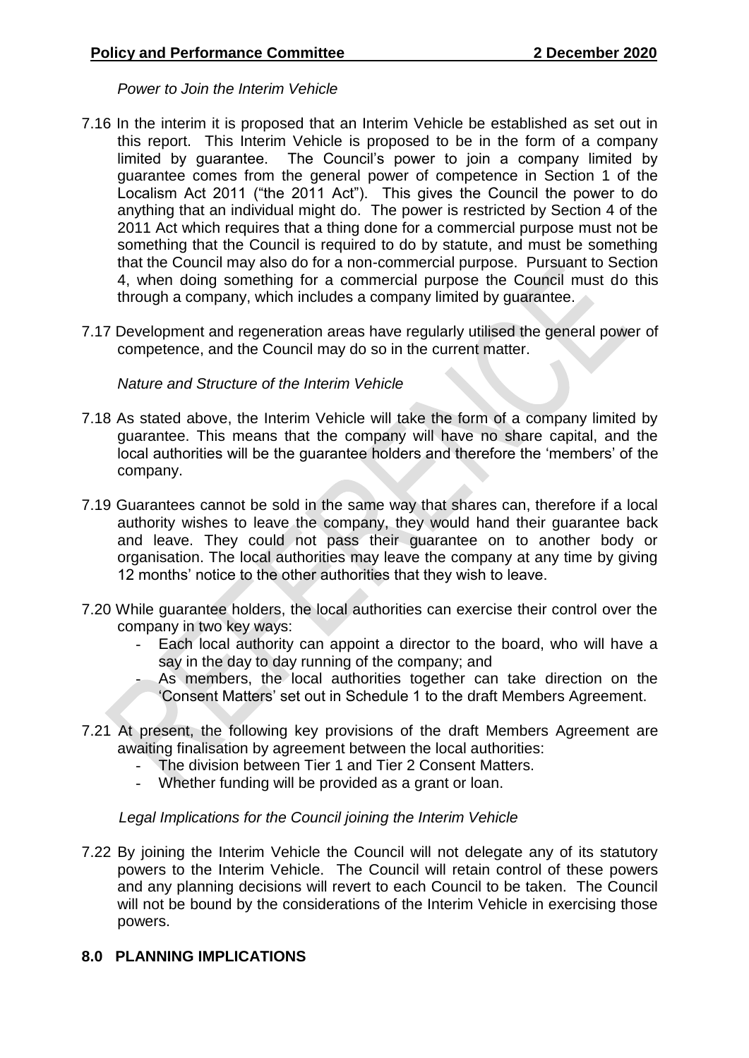*Power to Join the Interim Vehicle*

7.16 In the interim it is proposed that an Interim Vehicle be established as set out in this report. This Interim Vehicle is proposed to be in the form of a company limited by guarantee. The Council's power to join a company limited by guarantee comes from the general power of competence in Section 1 of the Localism Act 2011 ("the 2011 Act"). This gives the Council the power to do anything that an individual might do. The power is restricted by Section 4 of the 2011 Act which requires that a thing done for a commercial purpose must not be something that the Council is required to do by statute, and must be something that the Council may also do for a non-commercial purpose. Pursuant to Section 4, when doing something for a commercial purpose the Council must do this through a company, which includes a company limited by guarantee.

7.17 Development and regeneration areas have regularly utilised the general power of competence, and the Council may do so in the current matter.

*Nature and Structure of the Interim Vehicle*

7.18 As stated above, the Interim Vehicle will take the form of a company limited by guarantee. This means that the company will have no share capital, and the local authorities will be the guarantee holders and therefore the 'members' of the company.

7.19 Guarantees cannot be sold in the same way that shares can, therefore if a local authority wishes to leave the company, they would hand their guarantee back and leave. They could not pass their guarantee on to another body or organisation. The local authorities may leave the company at any time by giving 12 months' notice to the other authorities that they wish to leave.

7.20 While guarantee holders, the local authorities can exercise their control over the company in two key ways:
- Each local authority can appoint a director to the board, who will have a say in the day to day running of the company; and
- As members, the local authorities together can take direction on the 'Consent Matters' set out in Schedule 1 to the draft Members Agreement.

7.21 At present, the following key provisions of the draft Members Agreement are awaiting finalisation by agreement between the local authorities:
- The division between Tier 1 and Tier 2 Consent Matters.
- Whether funding will be provided as a grant or loan.

*Legal Implications for the Council joining the Interim Vehicle*

7.22 By joining the Interim Vehicle the Council will not delegate any of its statutory powers to the Interim Vehicle. The Council will retain control of these powers and any planning decisions will revert to each Council to be taken. The Council will not be bound by the considerations of the Interim Vehicle in exercising those powers.

## 8.0 PLANNING IMPLICATIONS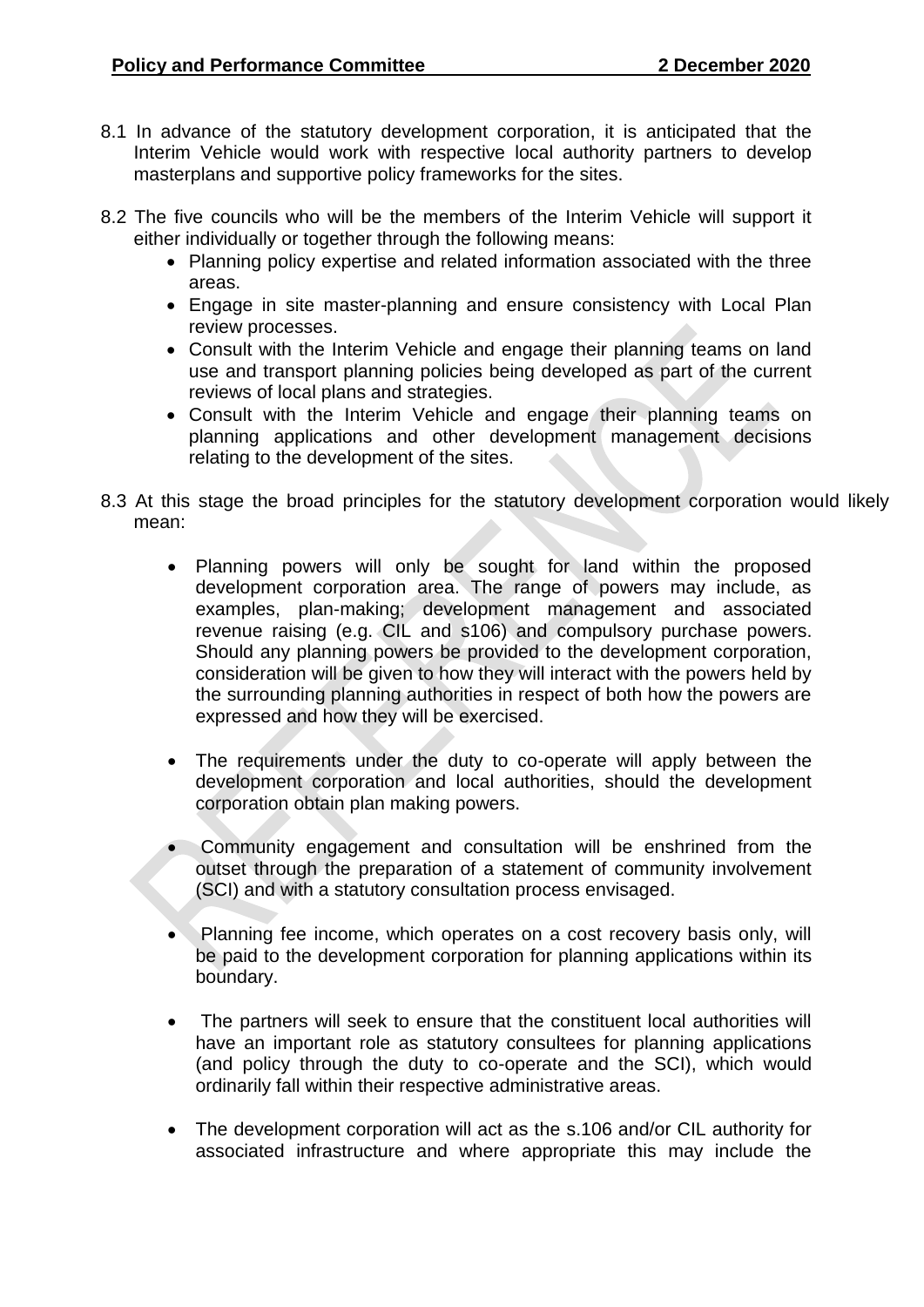8.1 In advance of the statutory development corporation, it is anticipated that the Interim Vehicle would work with respective local authority partners to develop masterplans and supportive policy frameworks for the sites.

8.2 The five councils who will be the members of the Interim Vehicle will support it either individually or together through the following means:

- Planning policy expertise and related information associated with the three areas.
- Engage in site master-planning and ensure consistency with Local Plan review processes.
- Consult with the Interim Vehicle and engage their planning teams on land use and transport planning policies being developed as part of the current reviews of local plans and strategies.
- Consult with the Interim Vehicle and engage their planning teams on planning applications and other development management decisions relating to the development of the sites.

8.3 At this stage the broad principles for the statutory development corporation would likely mean:

- Planning powers will only be sought for land within the proposed development corporation area. The range of powers may include, as examples, plan-making; development management and associated revenue raising (e.g. CIL and s106) and compulsory purchase powers. Should any planning powers be provided to the development corporation, consideration will be given to how they will interact with the powers held by the surrounding planning authorities in respect of both how the powers are expressed and how they will be exercised.

- The requirements under the duty to co-operate will apply between the development corporation and local authorities, should the development corporation obtain plan making powers.

- Community engagement and consultation will be enshrined from the outset through the preparation of a statement of community involvement (SCI) and with a statutory consultation process envisaged.

- Planning fee income, which operates on a cost recovery basis only, will be paid to the development corporation for planning applications within its boundary.

- The partners will seek to ensure that the constituent local authorities will have an important role as statutory consultees for planning applications (and policy through the duty to co-operate and the SCI), which would ordinarily fall within their respective administrative areas.

- The development corporation will act as the s.106 and/or CIL authority for associated infrastructure and where appropriate this may include the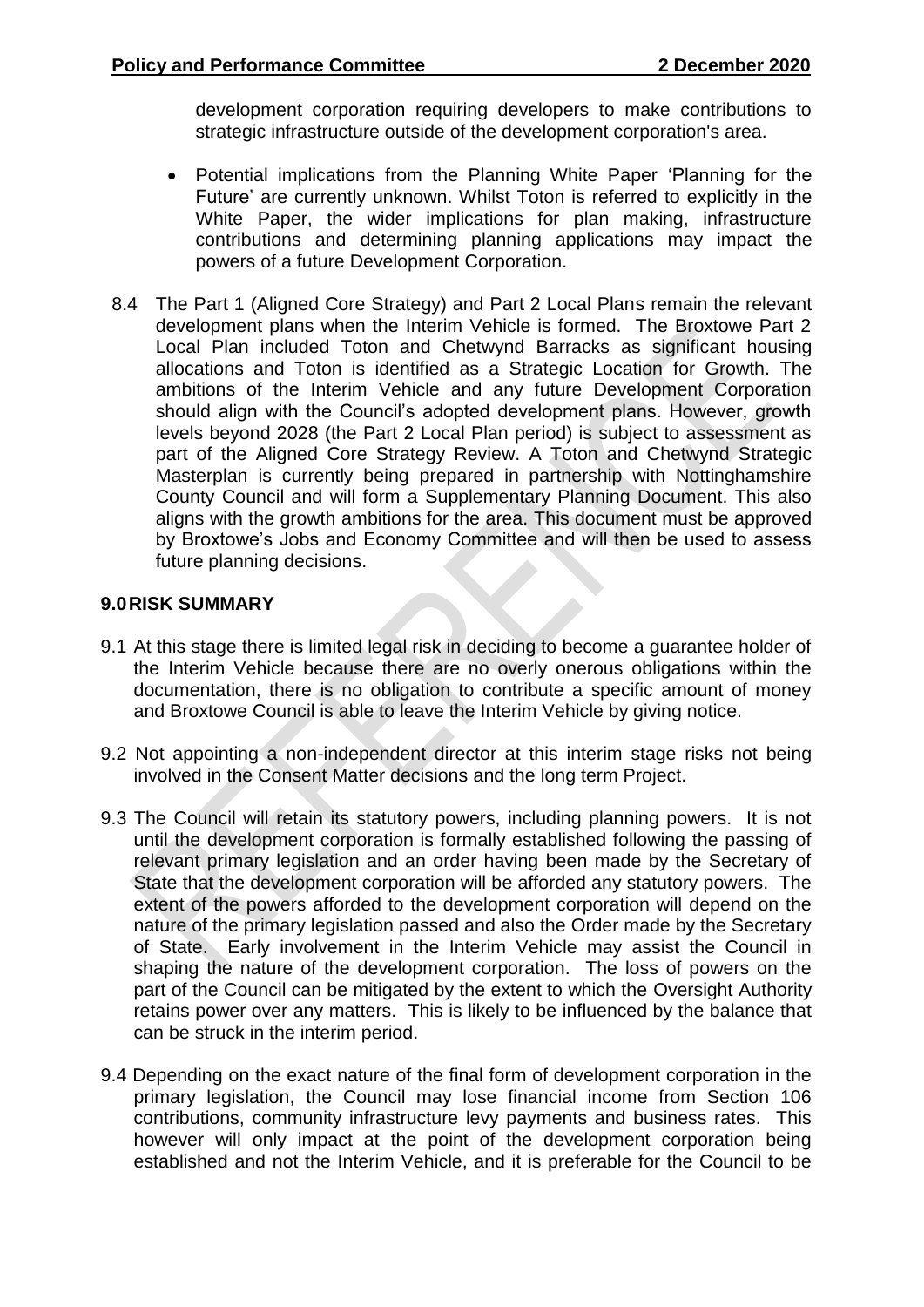development corporation requiring developers to make contributions to strategic infrastructure outside of the development corporation's area.

- Potential implications from the Planning White Paper 'Planning for the Future' are currently unknown. Whilst Toton is referred to explicitly in the White Paper, the wider implications for plan making, infrastructure contributions and determining planning applications may impact the powers of a future Development Corporation.

8.4 The Part 1 (Aligned Core Strategy) and Part 2 Local Plans remain the relevant development plans when the Interim Vehicle is formed. The Broxtowe Part 2 Local Plan included Toton and Chetwynd Barracks as significant housing allocations and Toton is identified as a Strategic Location for Growth. The ambitions of the Interim Vehicle and any future Development Corporation should align with the Council's adopted development plans. However, growth levels beyond 2028 (the Part 2 Local Plan period) is subject to assessment as part of the Aligned Core Strategy Review. A Toton and Chetwynd Strategic Masterplan is currently being prepared in partnership with Nottinghamshire County Council and will form a Supplementary Planning Document. This also aligns with the growth ambitions for the area. This document must be approved by Broxtowe's Jobs and Economy Committee and will then be used to assess future planning decisions.

## 9.0 RISK SUMMARY

9.1 At this stage there is limited legal risk in deciding to become a guarantee holder of the Interim Vehicle because there are no overly onerous obligations within the documentation, there is no obligation to contribute a specific amount of money and Broxtowe Council is able to leave the Interim Vehicle by giving notice.

9.2 Not appointing a non-independent director at this interim stage risks not being involved in the Consent Matter decisions and the long term Project.

9.3 The Council will retain its statutory powers, including planning powers. It is not until the development corporation is formally established following the passing of relevant primary legislation and an order having been made by the Secretary of State that the development corporation will be afforded any statutory powers. The extent of the powers afforded to the development corporation will depend on the nature of the primary legislation passed and also the Order made by the Secretary of State. Early involvement in the Interim Vehicle may assist the Council in shaping the nature of the development corporation. The loss of powers on the part of the Council can be mitigated by the extent to which the Oversight Authority retains power over any matters. This is likely to be influenced by the balance that can be struck in the interim period.

9.4 Depending on the exact nature of the final form of development corporation in the primary legislation, the Council may lose financial income from Section 106 contributions, community infrastructure levy payments and business rates. This however will only impact at the point of the development corporation being established and not the Interim Vehicle, and it is preferable for the Council to be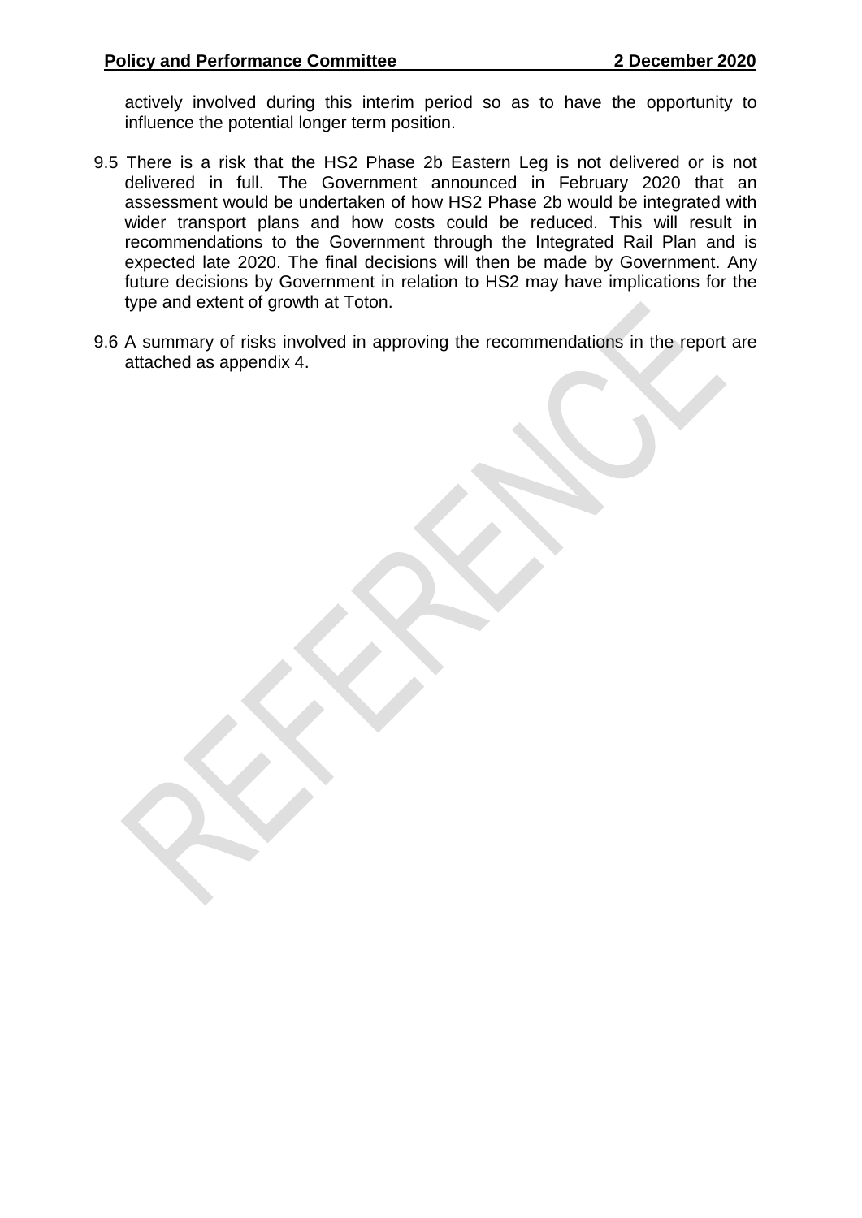actively involved during this interim period so as to have the opportunity to influence the potential longer term position.

9.5 There is a risk that the HS2 Phase 2b Eastern Leg is not delivered or is not delivered in full. The Government announced in February 2020 that an assessment would be undertaken of how HS2 Phase 2b would be integrated with wider transport plans and how costs could be reduced. This will result in recommendations to the Government through the Integrated Rail Plan and is expected late 2020. The final decisions will then be made by Government. Any future decisions by Government in relation to HS2 may have implications for the type and extent of growth at Toton.

9.6 A summary of risks involved in approving the recommendations in the report are attached as appendix 4.